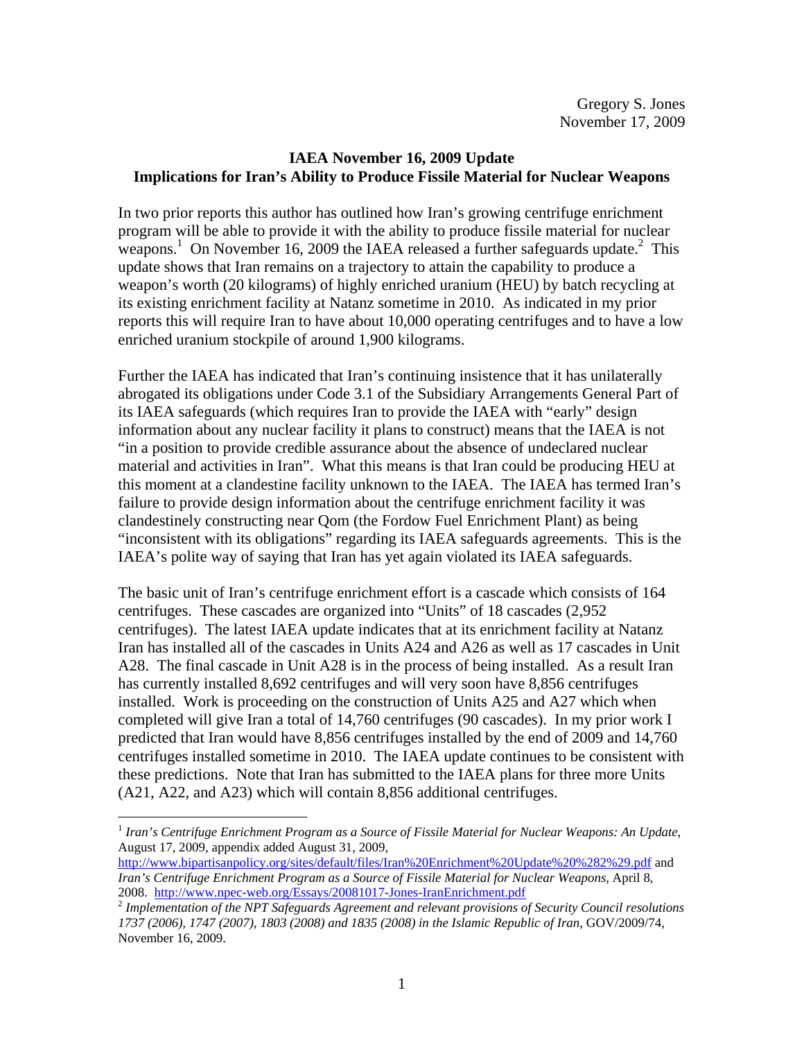Gregory S. Jones  
November 17, 2009

**IAEA November 16, 2009 Update**  
**Implications for Iran's Ability to Produce Fissile Material for Nuclear Weapons**

In two prior reports this author has outlined how Iran's growing centrifuge enrichment program will be able to provide it with the ability to produce fissile material for nuclear weapons.[1] On November 16, 2009 the IAEA released a further safeguards update.[2] This update shows that Iran remains on a trajectory to attain the capability to produce a weapon's worth (20 kilograms) of highly enriched uranium (HEU) by batch recycling at its existing enrichment facility at Natanz sometime in 2010. As indicated in my prior reports this will require Iran to have about 10,000 operating centrifuges and to have a low enriched uranium stockpile of around 1,900 kilograms.

Further the IAEA has indicated that Iran's continuing insistence that it has unilaterally abrogated its obligations under Code 3.1 of the Subsidiary Arrangements General Part of its IAEA safeguards (which requires Iran to provide the IAEA with "early" design information about any nuclear facility it plans to construct) means that the IAEA is not "in a position to provide credible assurance about the absence of undeclared nuclear material and activities in Iran". What this means is that Iran could be producing HEU at this moment at a clandestine facility unknown to the IAEA. The IAEA has termed Iran's failure to provide design information about the centrifuge enrichment facility it was clandestinely constructing near Qom (the Fordow Fuel Enrichment Plant) as being "inconsistent with its obligations" regarding its IAEA safeguards agreements. This is the IAEA's polite way of saying that Iran has yet again violated its IAEA safeguards.

The basic unit of Iran's centrifuge enrichment effort is a cascade which consists of 164 centrifuges. These cascades are organized into "Units" of 18 cascades (2,952 centrifuges). The latest IAEA update indicates that at its enrichment facility at Natanz Iran has installed all of the cascades in Units A24 and A26 as well as 17 cascades in Unit A28. The final cascade in Unit A28 is in the process of being installed. As a result Iran has currently installed 8,692 centrifuges and will very soon have 8,856 centrifuges installed. Work is proceeding on the construction of Units A25 and A27 which when completed will give Iran a total of 14,760 centrifuges (90 cascades). In my prior work I predicted that Iran would have 8,856 centrifuges installed by the end of 2009 and 14,760 centrifuges installed sometime in 2010. The IAEA update continues to be consistent with these predictions. Note that Iran has submitted to the IAEA plans for three more Units (A21, A22, and A23) which will contain 8,856 additional centrifuges.

---

[1] *Iran's Centrifuge Enrichment Program as a Source of Fissile Material for Nuclear Weapons: An Update*, August 17, 2009, appendix added August 31, 2009, http://www.bipartisanpolicy.org/sites/default/files/Iran%20Enrichment%20Update%20%282%29.pdf and *Iran's Centrifuge Enrichment Program as a Source of Fissile Material for Nuclear Weapons*, April 8, 2008. http://www.npec-web.org/Essays/20081017-Jones-IranEnrichment.pdf

[2] *Implementation of the NPT Safeguards Agreement and relevant provisions of Security Council resolutions 1737 (2006), 1747 (2007), 1803 (2008) and 1835 (2008) in the Islamic Republic of Iran*, GOV/2009/74, November 16, 2009.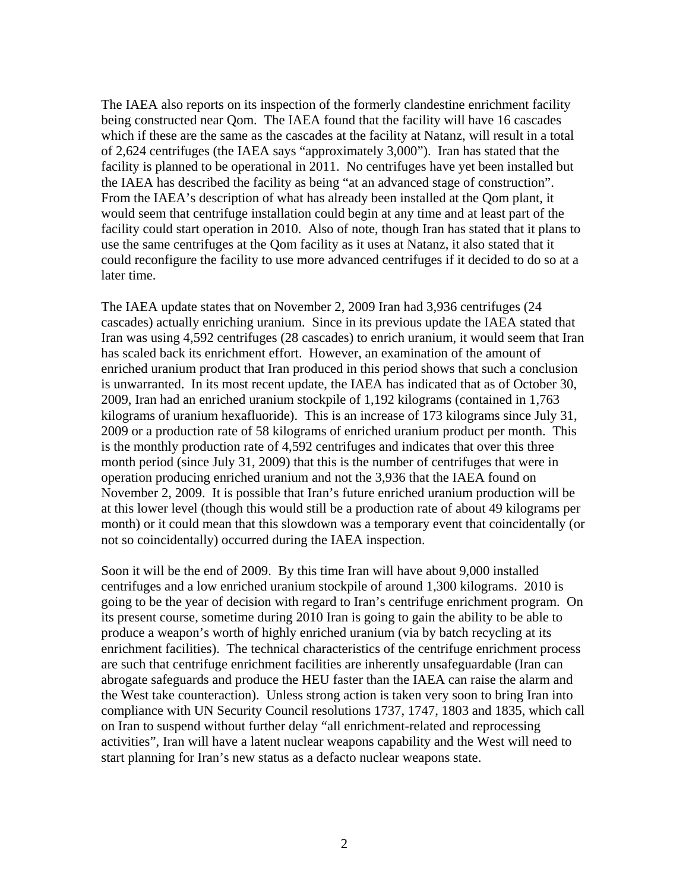The IAEA also reports on its inspection of the formerly clandestine enrichment facility being constructed near Qom. The IAEA found that the facility will have 16 cascades which if these are the same as the cascades at the facility at Natanz, will result in a total of 2,624 centrifuges (the IAEA says "approximately 3,000"). Iran has stated that the facility is planned to be operational in 2011. No centrifuges have yet been installed but the IAEA has described the facility as being "at an advanced stage of construction". From the IAEA's description of what has already been installed at the Qom plant, it would seem that centrifuge installation could begin at any time and at least part of the facility could start operation in 2010. Also of note, though Iran has stated that it plans to use the same centrifuges at the Qom facility as it uses at Natanz, it also stated that it could reconfigure the facility to use more advanced centrifuges if it decided to do so at a later time.

The IAEA update states that on November 2, 2009 Iran had 3,936 centrifuges (24 cascades) actually enriching uranium. Since in its previous update the IAEA stated that Iran was using 4,592 centrifuges (28 cascades) to enrich uranium, it would seem that Iran has scaled back its enrichment effort. However, an examination of the amount of enriched uranium product that Iran produced in this period shows that such a conclusion is unwarranted. In its most recent update, the IAEA has indicated that as of October 30, 2009, Iran had an enriched uranium stockpile of 1,192 kilograms (contained in 1,763 kilograms of uranium hexafluoride). This is an increase of 173 kilograms since July 31, 2009 or a production rate of 58 kilograms of enriched uranium product per month. This is the monthly production rate of 4,592 centrifuges and indicates that over this three month period (since July 31, 2009) that this is the number of centrifuges that were in operation producing enriched uranium and not the 3,936 that the IAEA found on November 2, 2009. It is possible that Iran's future enriched uranium production will be at this lower level (though this would still be a production rate of about 49 kilograms per month) or it could mean that this slowdown was a temporary event that coincidentally (or not so coincidentally) occurred during the IAEA inspection.

Soon it will be the end of 2009. By this time Iran will have about 9,000 installed centrifuges and a low enriched uranium stockpile of around 1,300 kilograms. 2010 is going to be the year of decision with regard to Iran's centrifuge enrichment program. On its present course, sometime during 2010 Iran is going to gain the ability to be able to produce a weapon's worth of highly enriched uranium (via by batch recycling at its enrichment facilities). The technical characteristics of the centrifuge enrichment process are such that centrifuge enrichment facilities are inherently unsafeguardable (Iran can abrogate safeguards and produce the HEU faster than the IAEA can raise the alarm and the West take counteraction). Unless strong action is taken very soon to bring Iran into compliance with UN Security Council resolutions 1737, 1747, 1803 and 1835, which call on Iran to suspend without further delay "all enrichment-related and reprocessing activities", Iran will have a latent nuclear weapons capability and the West will need to start planning for Iran's new status as a defacto nuclear weapons state.